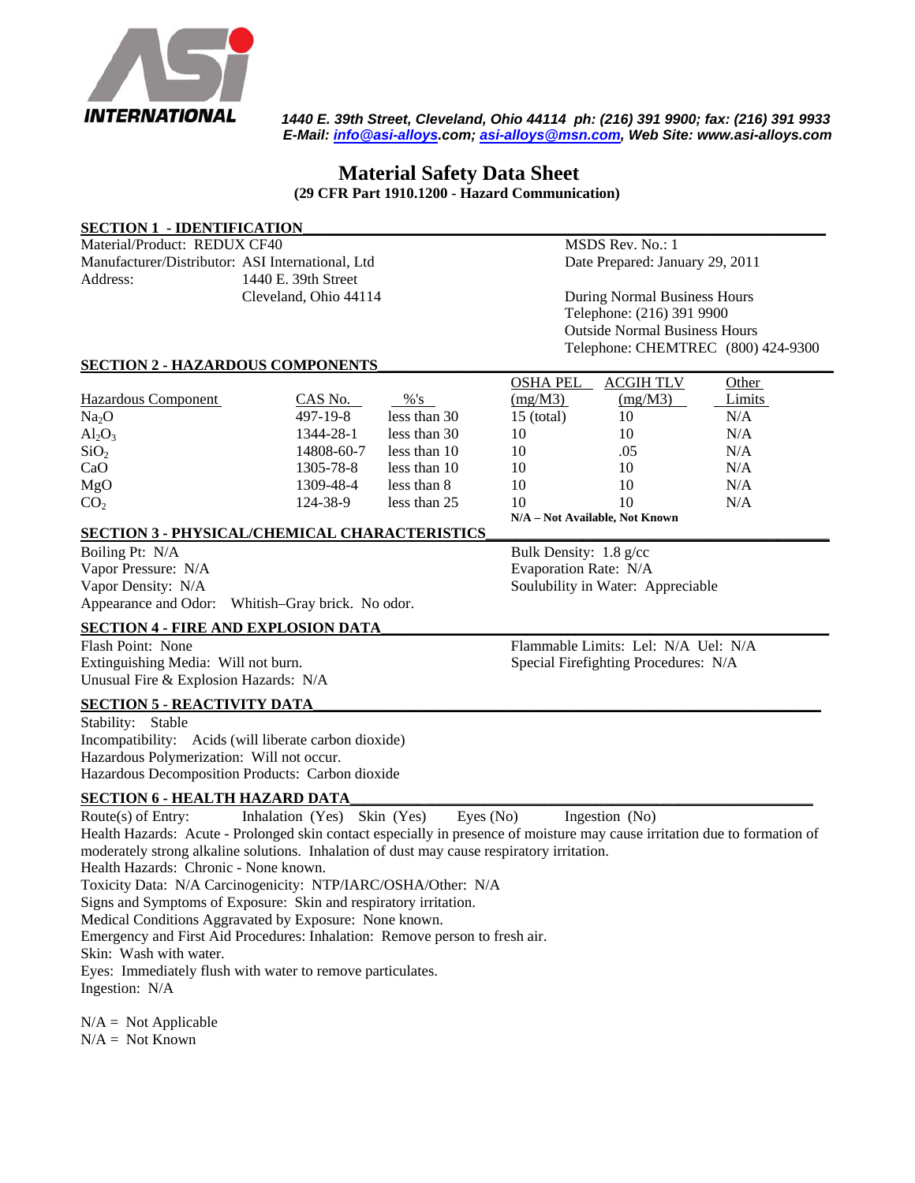**ASi INTERNATIONAL**

*1440 E. 39th Street, Cleveland, Ohio 44114 ph: (216) 391 9900; fax: (216) 391 9933*
*E-Mail: info@asi-alloys.com; asi-alloys@msn.com, Web Site: www.asi-alloys.com*

# Material Safety Data Sheet

**(29 CFR Part 1910.1200 - Hazard Communication)**

## SECTION 1 - IDENTIFICATION

Material/Product: REDUX CF40
Manufacturer/Distributor: ASI International, Ltd
Address: 1440 E. 39th Street
Cleveland, Ohio 44114

MSDS Rev. No.: 1
Date Prepared: January 29, 2011

During Normal Business Hours
Telephone: (216) 391 9900
Outside Normal Business Hours
Telephone: CHEMTREC (800) 424-9300

## SECTION 2 - HAZARDOUS COMPONENTS

| Hazardous Component | CAS No. | %'s | OSHA PEL (mg/M3) | ACGIH TLV (mg/M3) | Other Limits |
|---|---|---|---|---|---|
| $Na_2O$ | 497-19-8 | less than 30 | 15 (total) | 10 | N/A |
| $Al_2O_3$ | 1344-28-1 | less than 30 | 10 | 10 | N/A |
| $SiO_2$ | 14808-60-7 | less than 10 | 10 | .05 | N/A |
| CaO | 1305-78-8 | less than 10 | 10 | 10 | N/A |
| MgO | 1309-48-4 | less than 8 | 10 | 10 | N/A |
| $CO_2$ | 124-38-9 | less than 25 | 10 | 10 | N/A |

**N/A – Not Available, Not Known**

## SECTION 3 - PHYSICAL/CHEMICAL CHARACTERISTICS

Boiling Pt: N/A
Vapor Pressure: N/A
Vapor Density: N/A
Appearance and Odor: Whitish–Gray brick. No odor.

Bulk Density: 1.8 g/cc
Evaporation Rate: N/A
Soulubility in Water: Appreciable

## SECTION 4 - FIRE AND EXPLOSION DATA

Flash Point: None
Extinguishing Media: Will not burn.
Unusual Fire & Explosion Hazards: N/A

Flammable Limits: Lel: N/A Uel: N/A
Special Firefighting Procedures: N/A

## SECTION 5 - REACTIVITY DATA

Stability: Stable
Incompatibility: Acids (will liberate carbon dioxide)
Hazardous Polymerization: Will not occur.
Hazardous Decomposition Products: Carbon dioxide

## SECTION 6 - HEALTH HAZARD DATA

Route(s) of Entry: Inhalation (Yes) Skin (Yes) Eyes (No) Ingestion (No)
Health Hazards: Acute - Prolonged skin contact especially in presence of moisture may cause irritation due to formation of moderately strong alkaline solutions. Inhalation of dust may cause respiratory irritation.
Health Hazards: Chronic - None known.
Toxicity Data: N/A Carcinogenicity: NTP/IARC/OSHA/Other: N/A
Signs and Symptoms of Exposure: Skin and respiratory irritation.
Medical Conditions Aggravated by Exposure: None known.
Emergency and First Aid Procedures: Inhalation: Remove person to fresh air.
Skin: Wash with water.
Eyes: Immediately flush with water to remove particulates.
Ingestion: N/A

N/A = Not Applicable
N/A = Not Known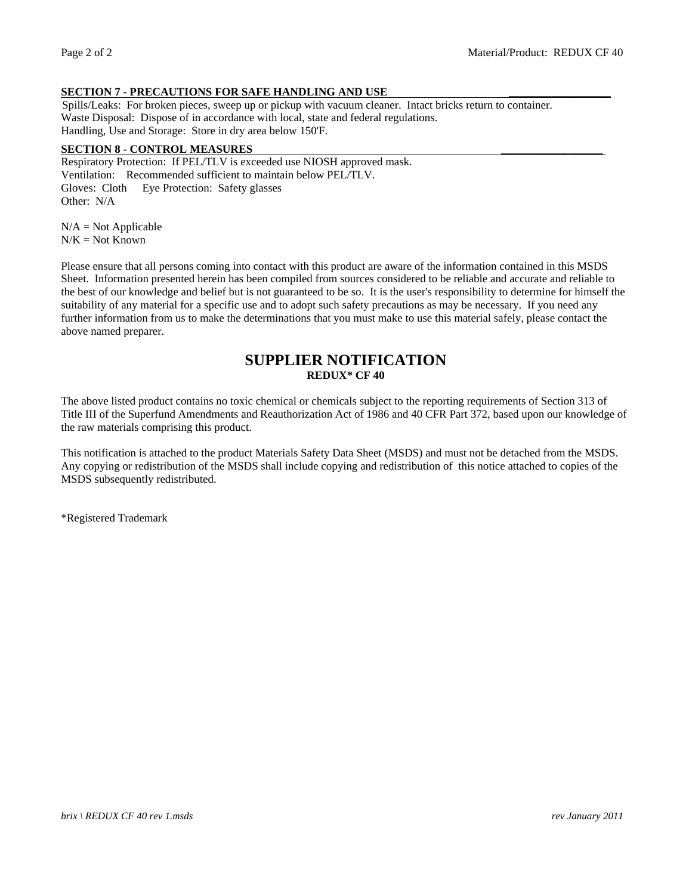**SECTION 7 - PRECAUTIONS FOR SAFE HANDLING AND USE**

Spills/Leaks: For broken pieces, sweep up or pickup with vacuum cleaner. Intact bricks return to container.
Waste Disposal: Dispose of in accordance with local, state and federal regulations.
Handling, Use and Storage: Store in dry area below 150'F.

**SECTION 8 - CONTROL MEASURES**

Respiratory Protection: If PEL/TLV is exceeded use NIOSH approved mask.
Ventilation: Recommended sufficient to maintain below PEL/TLV.
Gloves: Cloth Eye Protection: Safety glasses
Other: N/A

N/A = Not Applicable
N/K = Not Known

Please ensure that all persons coming into contact with this product are aware of the information contained in this MSDS Sheet. Information presented herein has been compiled from sources considered to be reliable and accurate and reliable to the best of our knowledge and belief but is not guaranteed to be so. It is the user's responsibility to determine for himself the suitability of any material for a specific use and to adopt such safety precautions as may be necessary. If you need any further information from us to make the determinations that you must make to use this material safely, please contact the above named preparer.

## SUPPLIER NOTIFICATION

**REDUX* CF 40**

The above listed product contains no toxic chemical or chemicals subject to the reporting requirements of Section 313 of Title III of the Superfund Amendments and Reauthorization Act of 1986 and 40 CFR Part 372, based upon our knowledge of the raw materials comprising this product.

This notification is attached to the product Materials Safety Data Sheet (MSDS) and must not be detached from the MSDS. Any copying or redistribution of the MSDS shall include copying and redistribution of this notice attached to copies of the MSDS subsequently redistributed.

*Registered Trademark

*brix \ REDUX CF 40 rev 1.msds* *rev January 2011*